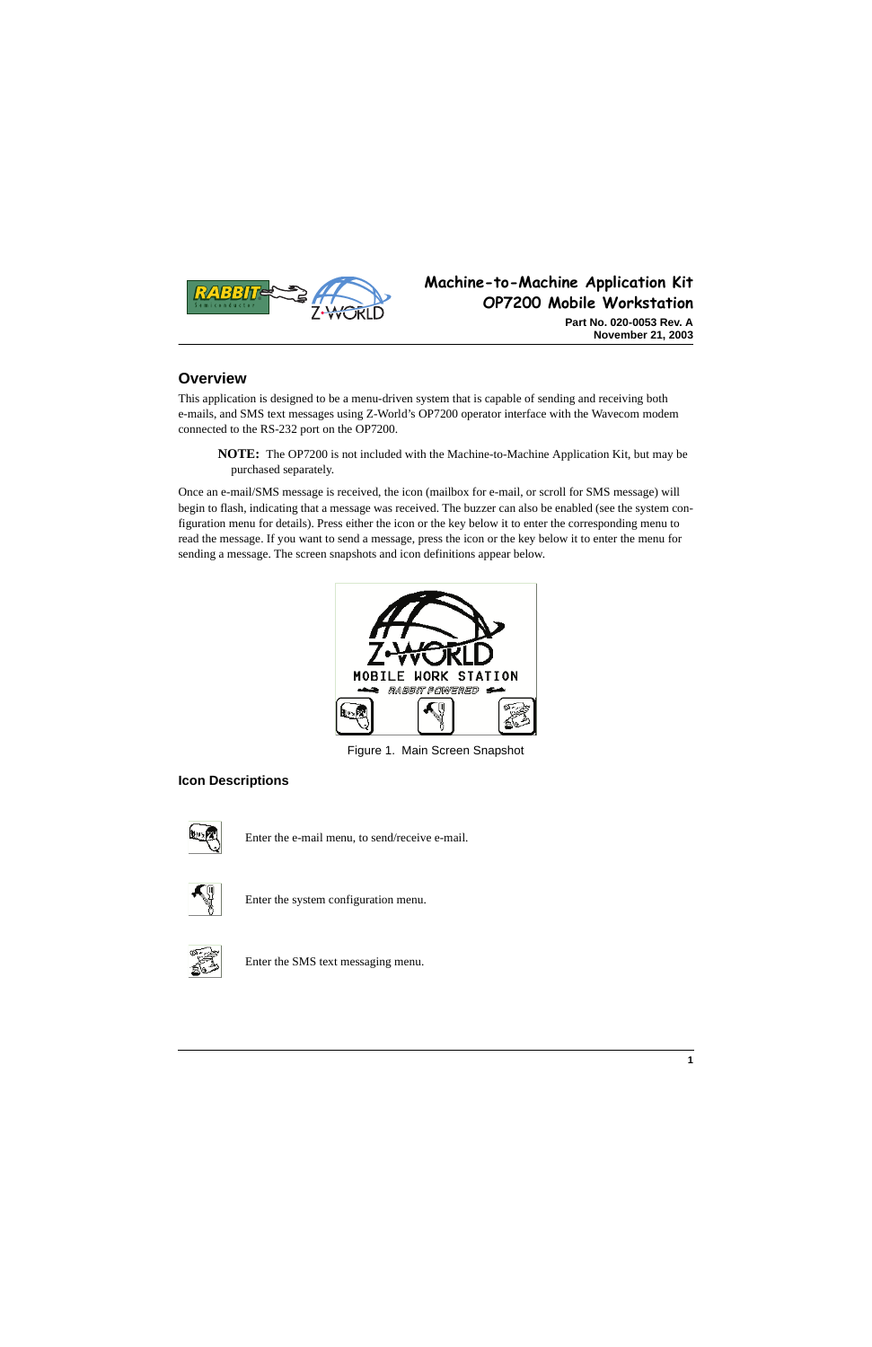# Machine-to-Machine Application Kit
# OP7200 Mobile Workstation

**Part No. 020-0053 Rev. A**
**November 21, 2003**

## Overview

This application is designed to be a menu-driven system that is capable of sending and receiving both e-mails, and SMS text messages using Z-World's OP7200 operator interface with the Wavecom modem connected to the RS-232 port on the OP7200.

> **NOTE:** The OP7200 is not included with the Machine-to-Machine Application Kit, but may be purchased separately.

Once an e-mail/SMS message is received, the icon (mailbox for e-mail, or scroll for SMS message) will begin to flash, indicating that a message was received. The buzzer can also be enabled (see the system configuration menu for details). Press either the icon or the key below it to enter the corresponding menu to read the message. If you want to send a message, press the icon or the key below it to enter the menu for sending a message. The screen snapshots and icon definitions appear below.

Figure 1. Main Screen Snapshot

### Icon Descriptions

Enter the e-mail menu, to send/receive e-mail.

Enter the system configuration menu.

Enter the SMS text messaging menu.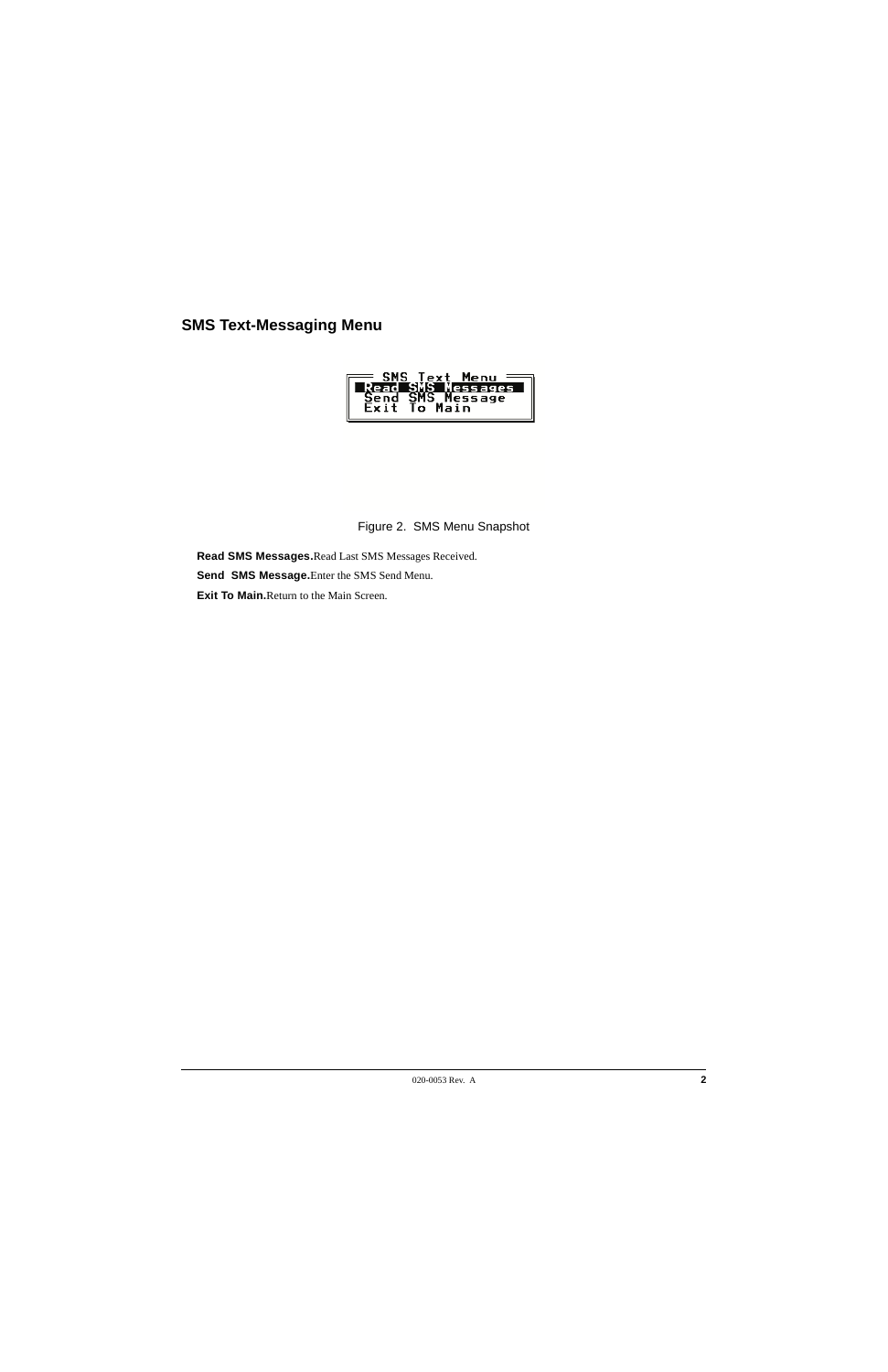## SMS Text-Messaging Menu

```
SMS Text Menu
Read SMS Messages
Send SMS Message
Exit To Main
```

Figure 2. SMS Menu Snapshot

**Read SMS Messages.** Read Last SMS Messages Received.

**Send SMS Message.** Enter the SMS Send Menu.

**Exit To Main.** Return to the Main Screen.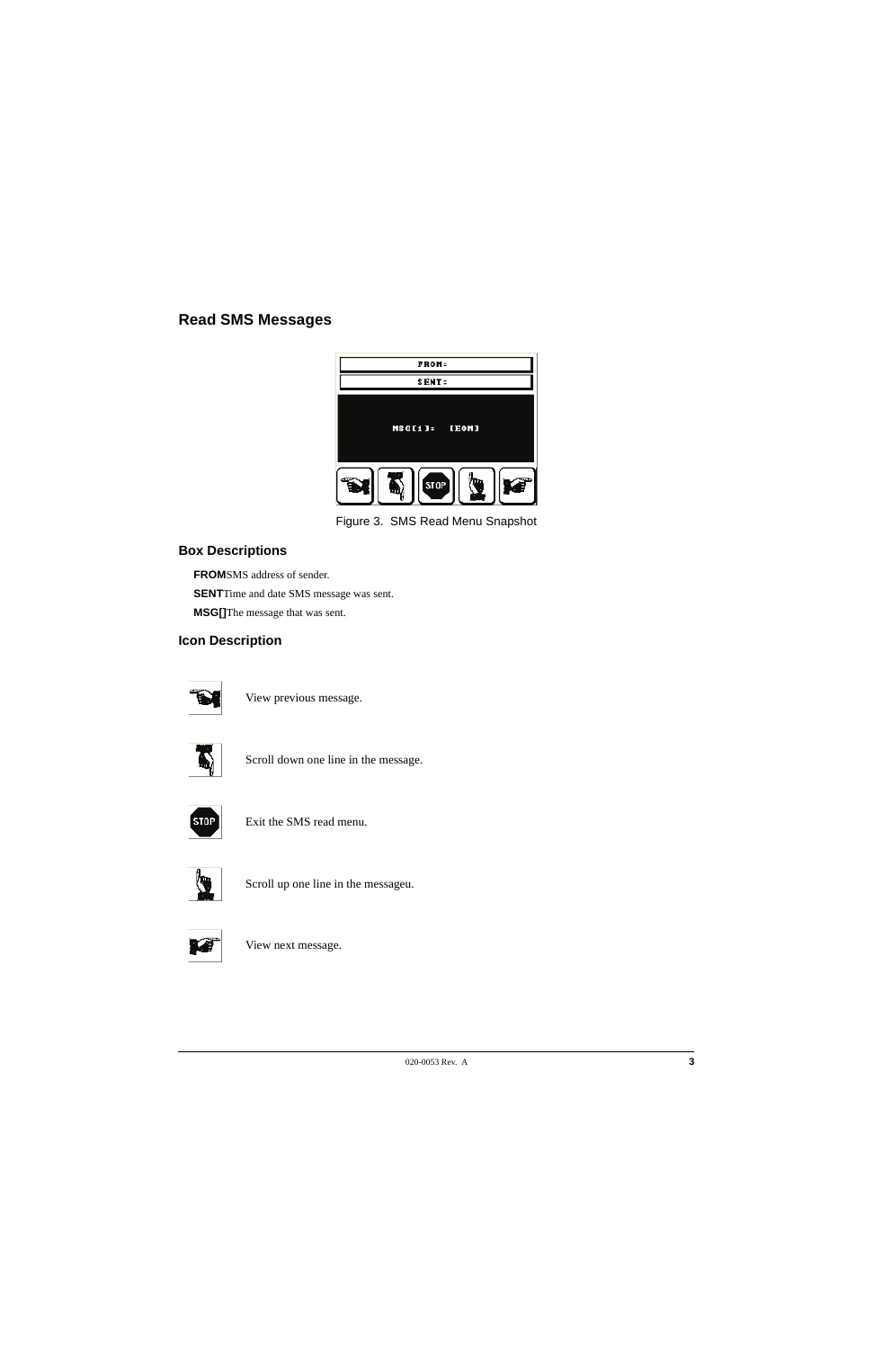## Read SMS Messages

Figure 3. SMS Read Menu Snapshot

### Box Descriptions

**FROM** SMS address of sender.

**SENT** Time and date SMS message was sent.

**MSG[]** The message that was sent.

### Icon Description

View previous message.

Scroll down one line in the message.

Exit the SMS read menu.

Scroll up one line in the messageu.

View next message.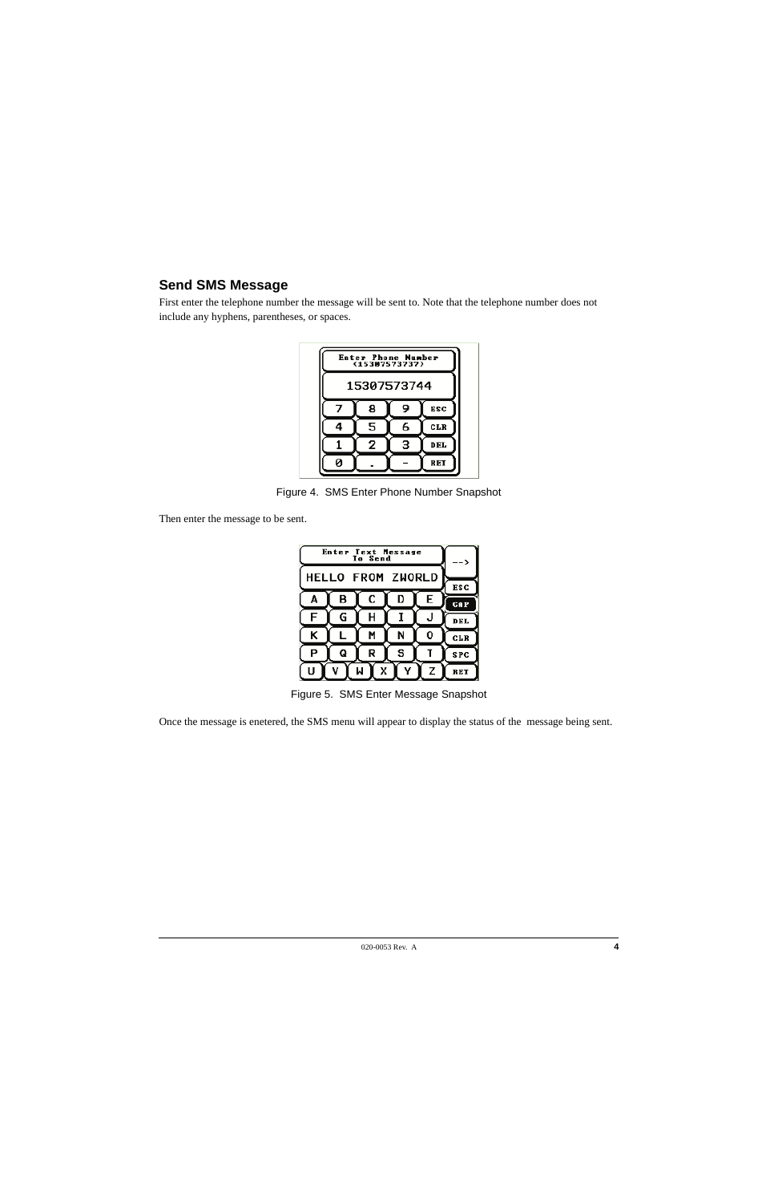## Send SMS Message

First enter the telephone number the message will be sent to. Note that the telephone number does not include any hyphens, parentheses, or spaces.

Figure 4. SMS Enter Phone Number Snapshot

Then enter the message to be sent.

Figure 5. SMS Enter Message Snapshot

Once the message is enetered, the SMS menu will appear to display the status of the message being sent.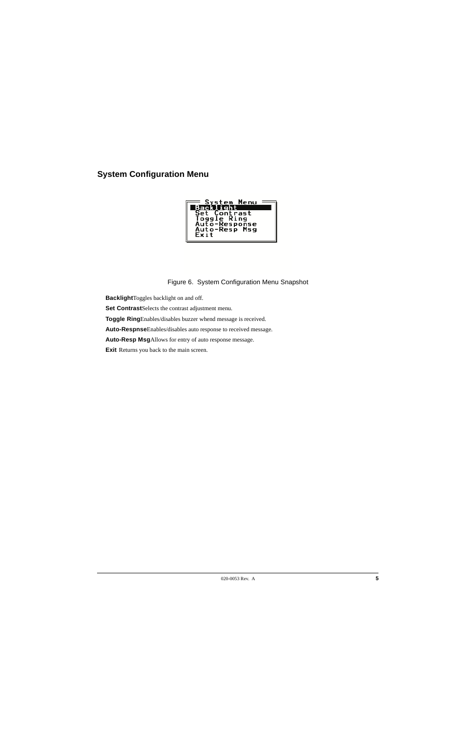## System Configuration Menu

```
System Menu
Backlight
Set Contrast
Toggle Ring
Auto-Response
Auto-Resp Msg
Exit
```

Figure 6. System Configuration Menu Snapshot

**Backlight** Toggles backlight on and off.

**Set Contrast** Selects the contrast adjustment menu.

**Toggle Ring** Enables/disables buzzer whend message is received.

**Auto-Respnse** Enables/disables auto response to received message.

**Auto-Resp Msg** Allows for entry of auto response message.

**Exit** Returns you back to the main screen.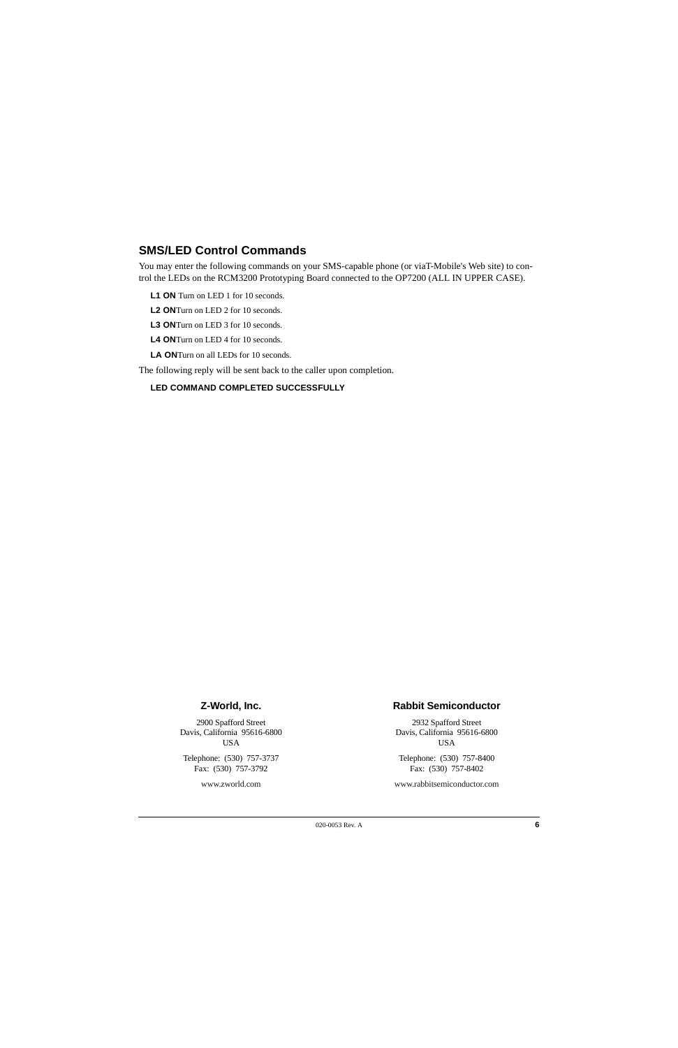## SMS/LED Control Commands

You may enter the following commands on your SMS-capable phone (or viaT-Mobile's Web site) to control the LEDs on the RCM3200 Prototyping Board connected to the OP7200 (ALL IN UPPER CASE).

**L1 ON** Turn on LED 1 for 10 seconds.

**L2 ON** Turn on LED 2 for 10 seconds.

**L3 ON** Turn on LED 3 for 10 seconds.

**L4 ON** Turn on LED 4 for 10 seconds.

**LA ON** Turn on all LEDs for 10 seconds.

The following reply will be sent back to the caller upon completion.

**LED COMMAND COMPLETED SUCCESSFULLY**

### Z-World, Inc.

2900 Spafford Street
Davis, California 95616-6800
USA

Telephone: (530) 757-3737
Fax: (530) 757-3792

www.zworld.com

### Rabbit Semiconductor

2932 Spafford Street
Davis, California 95616-6800
USA

Telephone: (530) 757-8400
Fax: (530) 757-8402

www.rabbitsemiconductor.com

020-0053 Rev. A